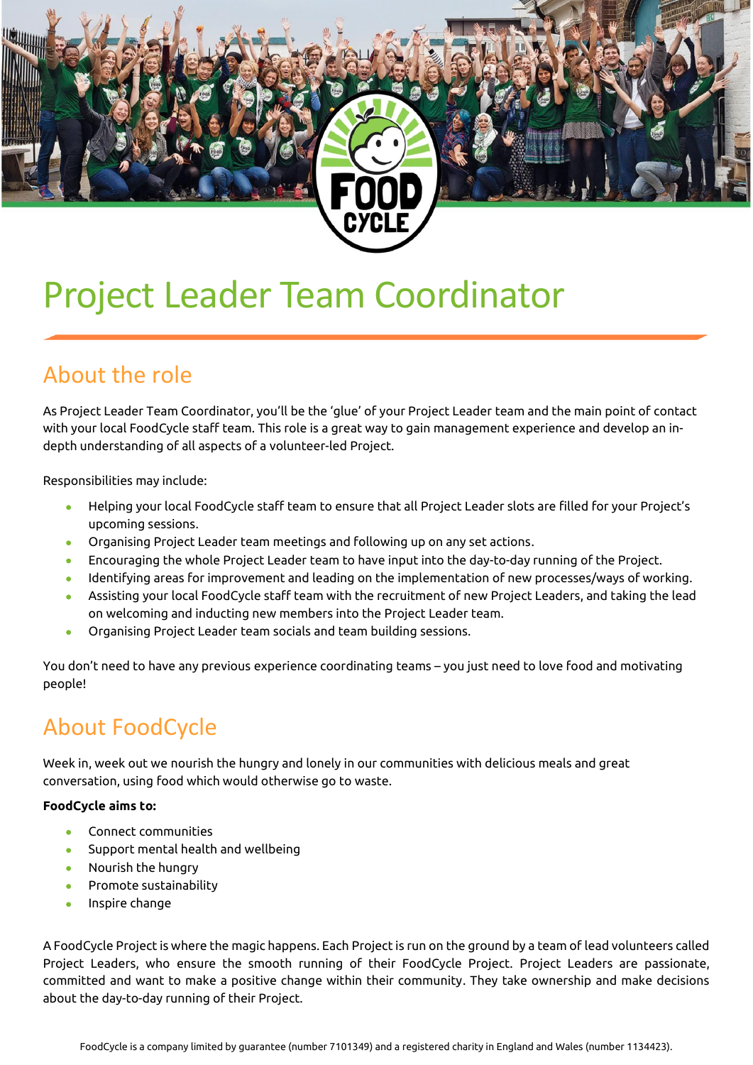# Project Leader Team Coordinator

## About the role

As Project Leader Team Coordinator, you'll be the 'glue' of your Project Leader team and the main point of contact with your local FoodCycle staff team. This role is a great way to gain management experience and develop an in-depth understanding of all aspects of a volunteer-led Project.

Responsibilities may include:

- Helping your local FoodCycle staff team to ensure that all Project Leader slots are filled for your Project's upcoming sessions.
- Organising Project Leader team meetings and following up on any set actions.
- Encouraging the whole Project Leader team to have input into the day-to-day running of the Project.
- Identifying areas for improvement and leading on the implementation of new processes/ways of working.
- Assisting your local FoodCycle staff team with the recruitment of new Project Leaders, and taking the lead on welcoming and inducting new members into the Project Leader team.
- Organising Project Leader team socials and team building sessions.

You don't need to have any previous experience coordinating teams – you just need to love food and motivating people!

## About FoodCycle

Week in, week out we nourish the hungry and lonely in our communities with delicious meals and great conversation, using food which would otherwise go to waste.

**FoodCycle aims to:**

- Connect communities
- Support mental health and wellbeing
- Nourish the hungry
- Promote sustainability
- Inspire change

A FoodCycle Project is where the magic happens. Each Project is run on the ground by a team of lead volunteers called Project Leaders, who ensure the smooth running of their FoodCycle Project. Project Leaders are passionate, committed and want to make a positive change within their community. They take ownership and make decisions about the day-to-day running of their Project.

FoodCycle is a company limited by guarantee (number 7101349) and a registered charity in England and Wales (number 1134423).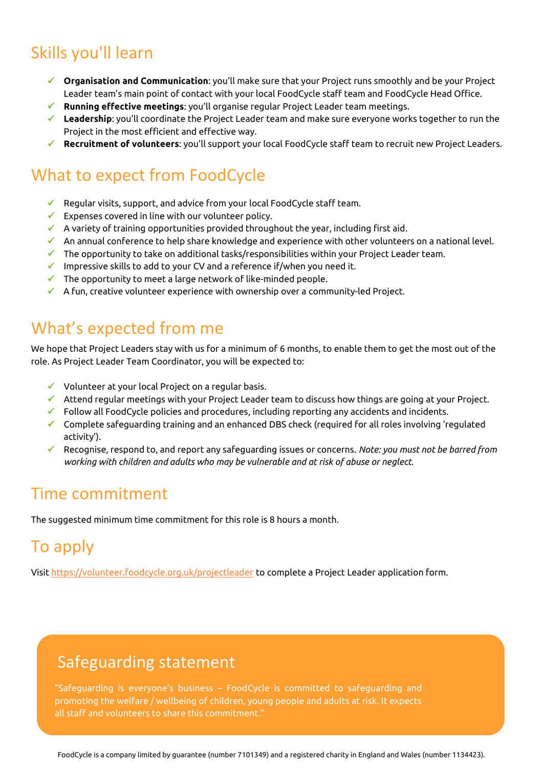## Skills you'll learn

- ✓ **Organisation and Communication**: you'll make sure that your Project runs smoothly and be your Project Leader team's main point of contact with your local FoodCycle staff team and FoodCycle Head Office.
- ✓ **Running effective meetings**: you'll organise regular Project Leader team meetings.
- ✓ **Leadership**: you'll coordinate the Project Leader team and make sure everyone works together to run the Project in the most efficient and effective way.
- ✓ **Recruitment of volunteers**: you'll support your local FoodCycle staff team to recruit new Project Leaders.

## What to expect from FoodCycle

- ✓ Regular visits, support, and advice from your local FoodCycle staff team.
- ✓ Expenses covered in line with our volunteer policy.
- ✓ A variety of training opportunities provided throughout the year, including first aid.
- ✓ An annual conference to help share knowledge and experience with other volunteers on a national level.
- ✓ The opportunity to take on additional tasks/responsibilities within your Project Leader team.
- ✓ Impressive skills to add to your CV and a reference if/when you need it.
- ✓ The opportunity to meet a large network of like-minded people.
- ✓ A fun, creative volunteer experience with ownership over a community-led Project.

## What's expected from me

We hope that Project Leaders stay with us for a minimum of 6 months, to enable them to get the most out of the role. As Project Leader Team Coordinator, you will be expected to:

- ✓ Volunteer at your local Project on a regular basis.
- ✓ Attend regular meetings with your Project Leader team to discuss how things are going at your Project.
- ✓ Follow all FoodCycle policies and procedures, including reporting any accidents and incidents.
- ✓ Complete safeguarding training and an enhanced DBS check (required for all roles involving 'regulated activity').
- ✓ Recognise, respond to, and report any safeguarding issues or concerns. *Note: you must not be barred from working with children and adults who may be vulnerable and at risk of abuse or neglect.*

## Time commitment

The suggested minimum time commitment for this role is 8 hours a month.

## To apply

Visit https://volunteer.foodcycle.org.uk/projectleader to complete a Project Leader application form.

## Safeguarding statement

"Safeguarding is everyone's business – FoodCycle is committed to safeguarding and promoting the welfare / wellbeing of children, young people and adults at risk. It expects all staff and volunteers to share this commitment."

FoodCycle is a company limited by guarantee (number 7101349) and a registered charity in England and Wales (number 1134423).